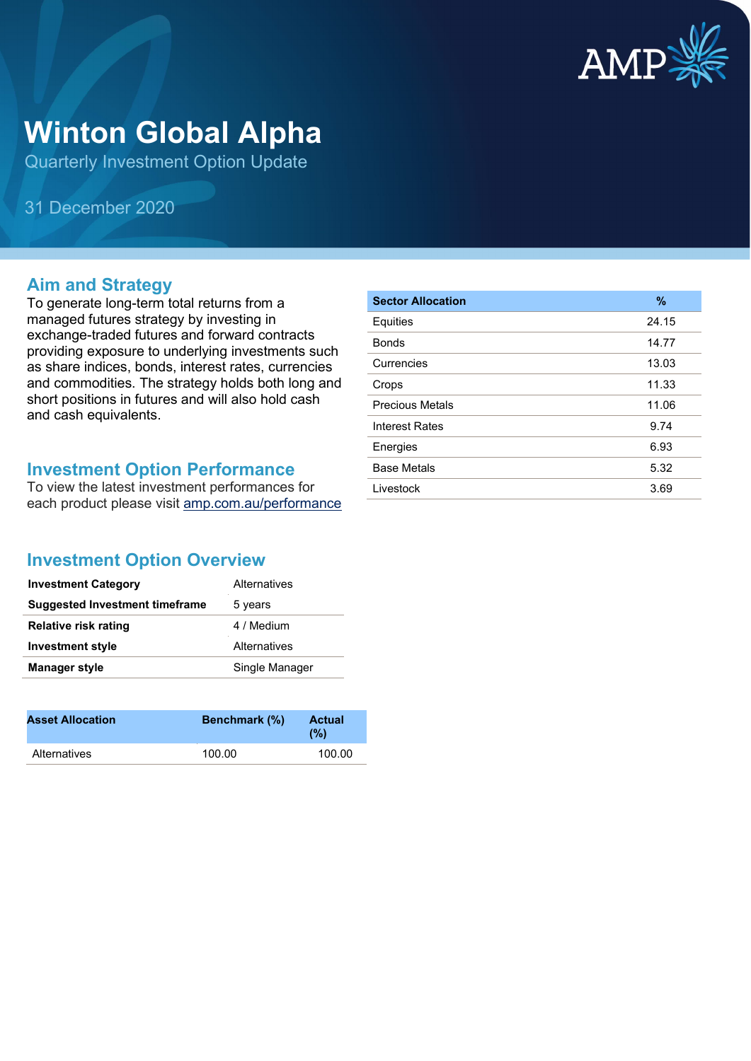# Winton Global Alpha

Quarterly Investment Option Update

31 December 2020

## Aim and Strategy

To generate long-term total returns from a managed futures strategy by investing in exchange-traded futures and forward contracts providing exposure to underlying investments such as share indices, bonds, interest rates, currencies and commodities. The strategy holds both long and short positions in futures and will also hold cash and cash equivalents.

## Investment Option Performance

To view the latest investment performances for each product please visit amp.com.au/performance

## Investment Option Overview

| | |
|---|---|
| **Investment Category** | Alternatives |
| **Suggested Investment timeframe** | 5 years |
| **Relative risk rating** | 4 / Medium |
| **Investment style** | Alternatives |
| **Manager style** | Single Manager |

| Asset Allocation | Benchmark (%) | Actual (%) |
|---|---|---|
| Alternatives | 100.00 | 100.00 |

| Sector Allocation | % |
|---|---|
| Equities | 24.15 |
| Bonds | 14.77 |
| Currencies | 13.03 |
| Crops | 11.33 |
| Precious Metals | 11.06 |
| Interest Rates | 9.74 |
| Energies | 6.93 |
| Base Metals | 5.32 |
| Livestock | 3.69 |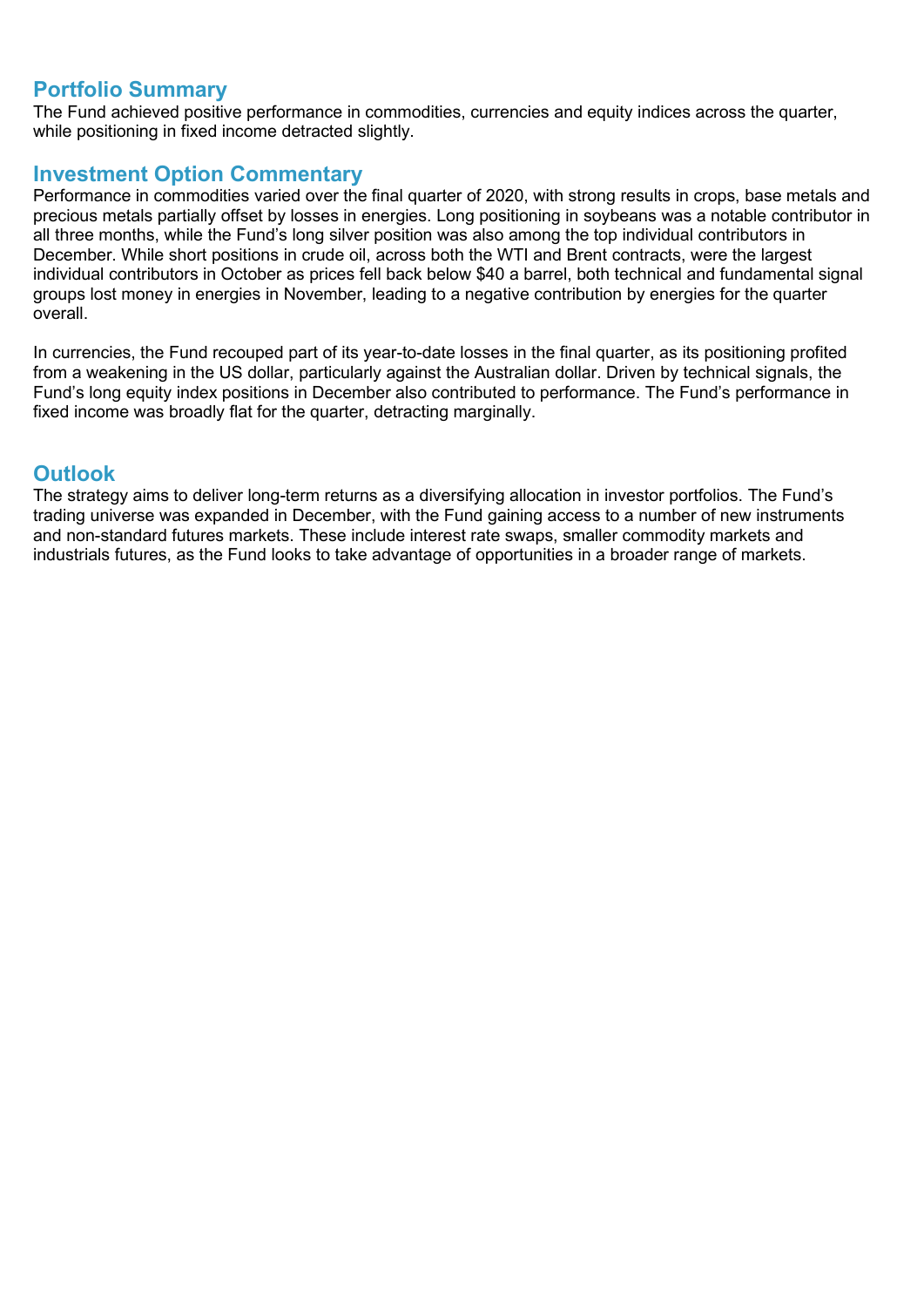## Portfolio Summary

The Fund achieved positive performance in commodities, currencies and equity indices across the quarter, while positioning in fixed income detracted slightly.

## Investment Option Commentary

Performance in commodities varied over the final quarter of 2020, with strong results in crops, base metals and precious metals partially offset by losses in energies. Long positioning in soybeans was a notable contributor in all three months, while the Fund's long silver position was also among the top individual contributors in December. While short positions in crude oil, across both the WTI and Brent contracts, were the largest individual contributors in October as prices fell back below $40 a barrel, both technical and fundamental signal groups lost money in energies in November, leading to a negative contribution by energies for the quarter overall.

In currencies, the Fund recouped part of its year-to-date losses in the final quarter, as its positioning profited from a weakening in the US dollar, particularly against the Australian dollar. Driven by technical signals, the Fund's long equity index positions in December also contributed to performance. The Fund's performance in fixed income was broadly flat for the quarter, detracting marginally.

## Outlook

The strategy aims to deliver long-term returns as a diversifying allocation in investor portfolios. The Fund's trading universe was expanded in December, with the Fund gaining access to a number of new instruments and non-standard futures markets. These include interest rate swaps, smaller commodity markets and industrials futures, as the Fund looks to take advantage of opportunities in a broader range of markets.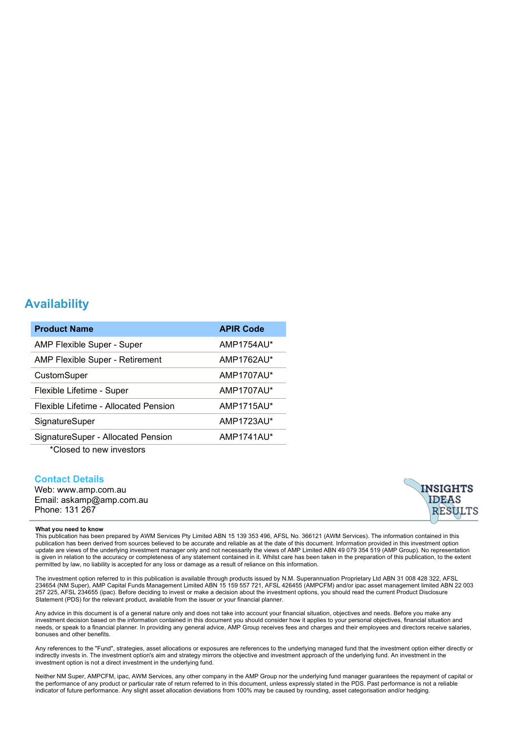## Availability

| Product Name | APIR Code |
|---|---|
| AMP Flexible Super - Super | AMP1754AU* |
| AMP Flexible Super - Retirement | AMP1762AU* |
| CustomSuper | AMP1707AU* |
| Flexible Lifetime - Super | AMP1707AU* |
| Flexible Lifetime - Allocated Pension | AMP1715AU* |
| SignatureSuper | AMP1723AU* |
| SignatureSuper - Allocated Pension | AMP1741AU* |

*Closed to new investors

### Contact Details

Web: www.amp.com.au
Email: askamp@amp.com.au
Phone: 131 267

INSIGHTS
IDEAS
RESULTS

**What you need to know**

This publication has been prepared by AWM Services Pty Limited ABN 15 139 353 496, AFSL No. 366121 (AWM Services). The information contained in this publication has been derived from sources believed to be accurate and reliable as at the date of this document. Information provided in this investment option update are views of the underlying investment manager only and not necessarily the views of AMP Limited ABN 49 079 354 519 (AMP Group). No representation is given in relation to the accuracy or completeness of any statement contained in it. Whilst care has been taken in the preparation of this publication, to the extent permitted by law, no liability is accepted for any loss or damage as a result of reliance on this information.

The investment option referred to in this publication is available through products issued by N.M. Superannuation Proprietary Ltd ABN 31 008 428 322, AFSL 234654 (NM Super), AMP Capital Funds Management Limited ABN 15 159 557 721, AFSL 426455 (AMPCFM) and/or ipac asset management limited ABN 22 003 257 225, AFSL 234655 (ipac). Before deciding to invest or make a decision about the investment options, you should read the current Product Disclosure Statement (PDS) for the relevant product, available from the issuer or your financial planner.

Any advice in this document is of a general nature only and does not take into account your financial situation, objectives and needs. Before you make any investment decision based on the information contained in this document you should consider how it applies to your personal objectives, financial situation and needs, or speak to a financial planner. In providing any general advice, AMP Group receives fees and charges and their employees and directors receive salaries, bonuses and other benefits.

Any references to the "Fund", strategies, asset allocations or exposures are references to the underlying managed fund that the investment option either directly or indirectly invests in. The investment option's aim and strategy mirrors the objective and investment approach of the underlying fund. An investment in the investment option is not a direct investment in the underlying fund.

Neither NM Super, AMPCFM, ipac, AWM Services, any other company in the AMP Group nor the underlying fund manager guarantees the repayment of capital or the performance of any product or particular rate of return referred to in this document, unless expressly stated in the PDS. Past performance is not a reliable indicator of future performance. Any slight asset allocation deviations from 100% may be caused by rounding, asset categorisation and/or hedging.